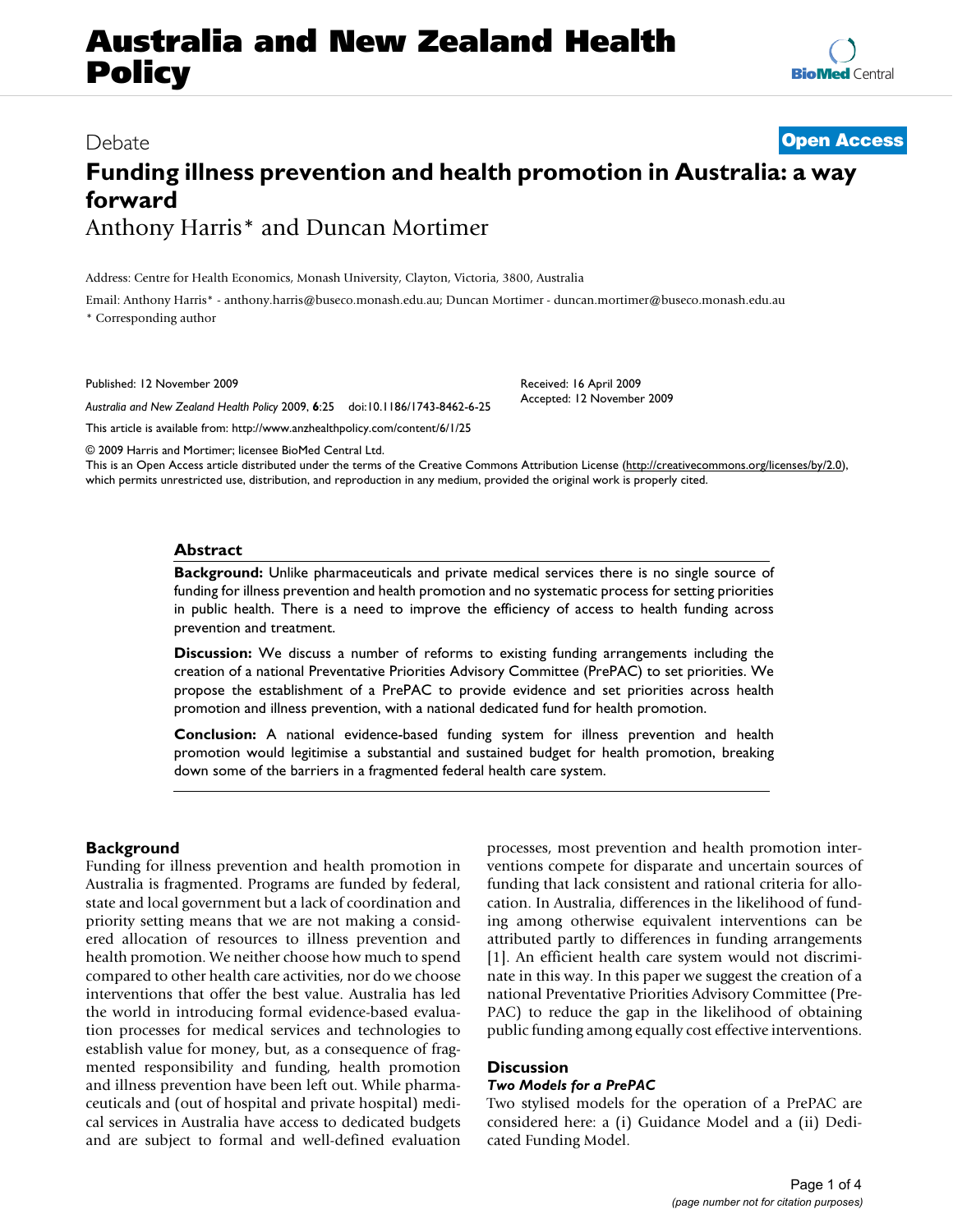# Funding illness prevention and health promotion in Australia: a way forward

Anthony Harris* and Duncan Mortimer

Address: Centre for Health Economics, Monash University, Clayton, Victoria, 3800, Australia

Email: Anthony Harris* - anthony.harris@buseco.monash.edu.au; Duncan Mortimer - duncan.mortimer@buseco.monash.edu.au

* Corresponding author

Debate

Open Access

Published: 12 November 2009

*Australia and New Zealand Health Policy* 2009, **6**:25 doi:10.1186/1743-8462-6-25

Received: 16 April 2009

Accepted: 12 November 2009

This article is available from: http://www.anzhealthpolicy.com/content/6/1/25

© 2009 Harris and Mortimer; licensee BioMed Central Ltd.

This is an Open Access article distributed under the terms of the Creative Commons Attribution License (http://creativecommons.org/licenses/by/2.0), which permits unrestricted use, distribution, and reproduction in any medium, provided the original work is properly cited.

## Abstract

**Background:** Unlike pharmaceuticals and private medical services there is no single source of funding for illness prevention and health promotion and no systematic process for setting priorities in public health. There is a need to improve the efficiency of access to health funding across prevention and treatment.

**Discussion:** We discuss a number of reforms to existing funding arrangements including the creation of a national Preventative Priorities Advisory Committee (PrePAC) to set priorities. We propose the establishment of a PrePAC to provide evidence and set priorities across health promotion and illness prevention, with a national dedicated fund for health promotion.

**Conclusion:** A national evidence-based funding system for illness prevention and health promotion would legitimise a substantial and sustained budget for health promotion, breaking down some of the barriers in a fragmented federal health care system.

## Background

Funding for illness prevention and health promotion in Australia is fragmented. Programs are funded by federal, state and local government but a lack of coordination and priority setting means that we are not making a considered allocation of resources to illness prevention and health promotion. We neither choose how much to spend compared to other health care activities, nor do we choose interventions that offer the best value. Australia has led the world in introducing formal evidence-based evaluation processes for medical services and technologies to establish value for money, but, as a consequence of fragmented responsibility and funding, health promotion and illness prevention have been left out. While pharmaceuticals and (out of hospital and private hospital) medical services in Australia have access to dedicated budgets and are subject to formal and well-defined evaluation processes, most prevention and health promotion interventions compete for disparate and uncertain sources of funding that lack consistent and rational criteria for allocation. In Australia, differences in the likelihood of funding among otherwise equivalent interventions can be attributed partly to differences in funding arrangements [1]. An efficient health care system would not discriminate in this way. In this paper we suggest the creation of a national Preventative Priorities Advisory Committee (PrePAC) to reduce the gap in the likelihood of obtaining public funding among equally cost effective interventions.

## Discussion

### *Two Models for a PrePAC*

Two stylised models for the operation of a PrePAC are considered here: a (i) Guidance Model and a (ii) Dedicated Funding Model.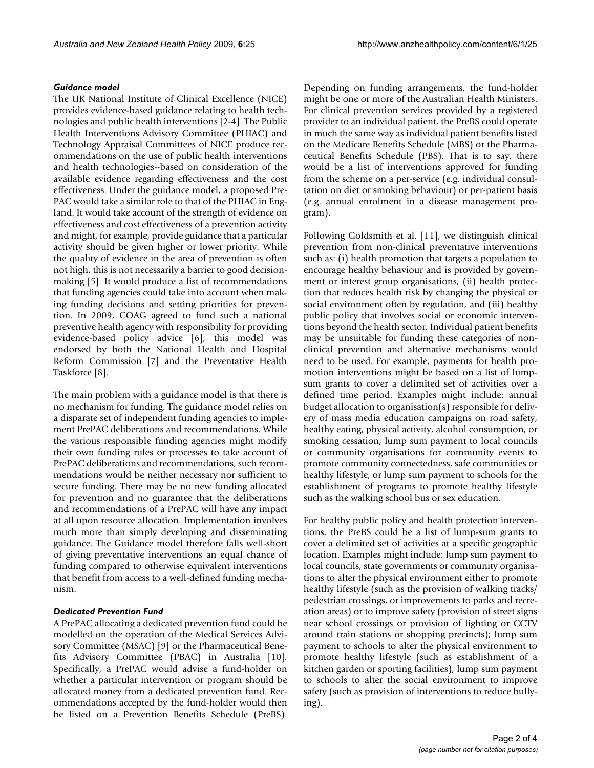### *Guidance model*

The UK National Institute of Clinical Excellence (NICE) provides evidence-based guidance relating to health technologies and public health interventions [2-4]. The Public Health Interventions Advisory Committee (PHIAC) and Technology Appraisal Committees of NICE produce recommendations on the use of public health interventions and health technologies--based on consideration of the available evidence regarding effectiveness and the cost effectiveness. Under the guidance model, a proposed PrePAC would take a similar role to that of the PHIAC in England. It would take account of the strength of evidence on effectiveness and cost effectiveness of a prevention activity and might, for example, provide guidance that a particular activity should be given higher or lower priority. While the quality of evidence in the area of prevention is often not high, this is not necessarily a barrier to good decision-making [5]. It would produce a list of recommendations that funding agencies could take into account when making funding decisions and setting priorities for prevention. In 2009, COAG agreed to fund such a national preventive health agency with responsibility for providing evidence-based policy advice [6]; this model was endorsed by both the National Health and Hospital Reform Commission [7] and the Preventative Health Taskforce [8].

The main problem with a guidance model is that there is no mechanism for funding. The guidance model relies on a disparate set of independent funding agencies to implement PrePAC deliberations and recommendations. While the various responsible funding agencies might modify their own funding rules or processes to take account of PrePAC deliberations and recommendations, such recommendations would be neither necessary nor sufficient to secure funding. There may be no new funding allocated for prevention and no guarantee that the deliberations and recommendations of a PrePAC will have any impact at all upon resource allocation. Implementation involves much more than simply developing and disseminating guidance. The Guidance model therefore falls well-short of giving preventative interventions an equal chance of funding compared to otherwise equivalent interventions that benefit from access to a well-defined funding mechanism.

### *Dedicated Prevention Fund*

A PrePAC allocating a dedicated prevention fund could be modelled on the operation of the Medical Services Advisory Committee (MSAC) [9] or the Pharmaceutical Benefits Advisory Committee (PBAC) in Australia [10]. Specifically, a PrePAC would advise a fund-holder on whether a particular intervention or program should be allocated money from a dedicated prevention fund. Recommendations accepted by the fund-holder would then be listed on a Prevention Benefits Schedule (PreBS). Depending on funding arrangements, the fund-holder might be one or more of the Australian Health Ministers. For clinical prevention services provided by a registered provider to an individual patient, the PreBS could operate in much the same way as individual patient benefits listed on the Medicare Benefits Schedule (MBS) or the Pharmaceutical Benefits Schedule (PBS). That is to say, there would be a list of interventions approved for funding from the scheme on a per-service (e.g. individual consultation on diet or smoking behaviour) or per-patient basis (e.g. annual enrolment in a disease management program).

Following Goldsmith et al. [11], we distinguish clinical prevention from non-clinical preventative interventions such as: (i) health promotion that targets a population to encourage healthy behaviour and is provided by government or interest group organisations, (ii) health protection that reduces health risk by changing the physical or social environment often by regulation, and (iii) healthy public policy that involves social or economic interventions beyond the health sector. Individual patient benefits may be unsuitable for funding these categories of non-clinical prevention and alternative mechanisms would need to be used. For example, payments for health promotion interventions might be based on a list of lump-sum grants to cover a delimited set of activities over a defined time period. Examples might include: annual budget allocation to organisation(s) responsible for delivery of mass media education campaigns on road safety, healthy eating, physical activity, alcohol consumption, or smoking cessation; lump sum payment to local councils or community organisations for community events to promote community connectedness, safe communities or healthy lifestyle; or lump sum payment to schools for the establishment of programs to promote healthy lifestyle such as the walking school bus or sex education.

For healthy public policy and health protection interventions, the PreBS could be a list of lump-sum grants to cover a delimited set of activities at a specific geographic location. Examples might include: lump sum payment to local councils, state governments or community organisations to alter the physical environment either to promote healthy lifestyle (such as the provision of walking tracks/ pedestrian crossings, or improvements to parks and recreation areas) or to improve safety (provision of street signs near school crossings or provision of lighting or CCTV around train stations or shopping precincts); lump sum payment to schools to alter the physical environment to promote healthy lifestyle (such as establishment of a kitchen garden or sporting facilities); lump sum payment to schools to alter the social environment to improve safety (such as provision of interventions to reduce bullying).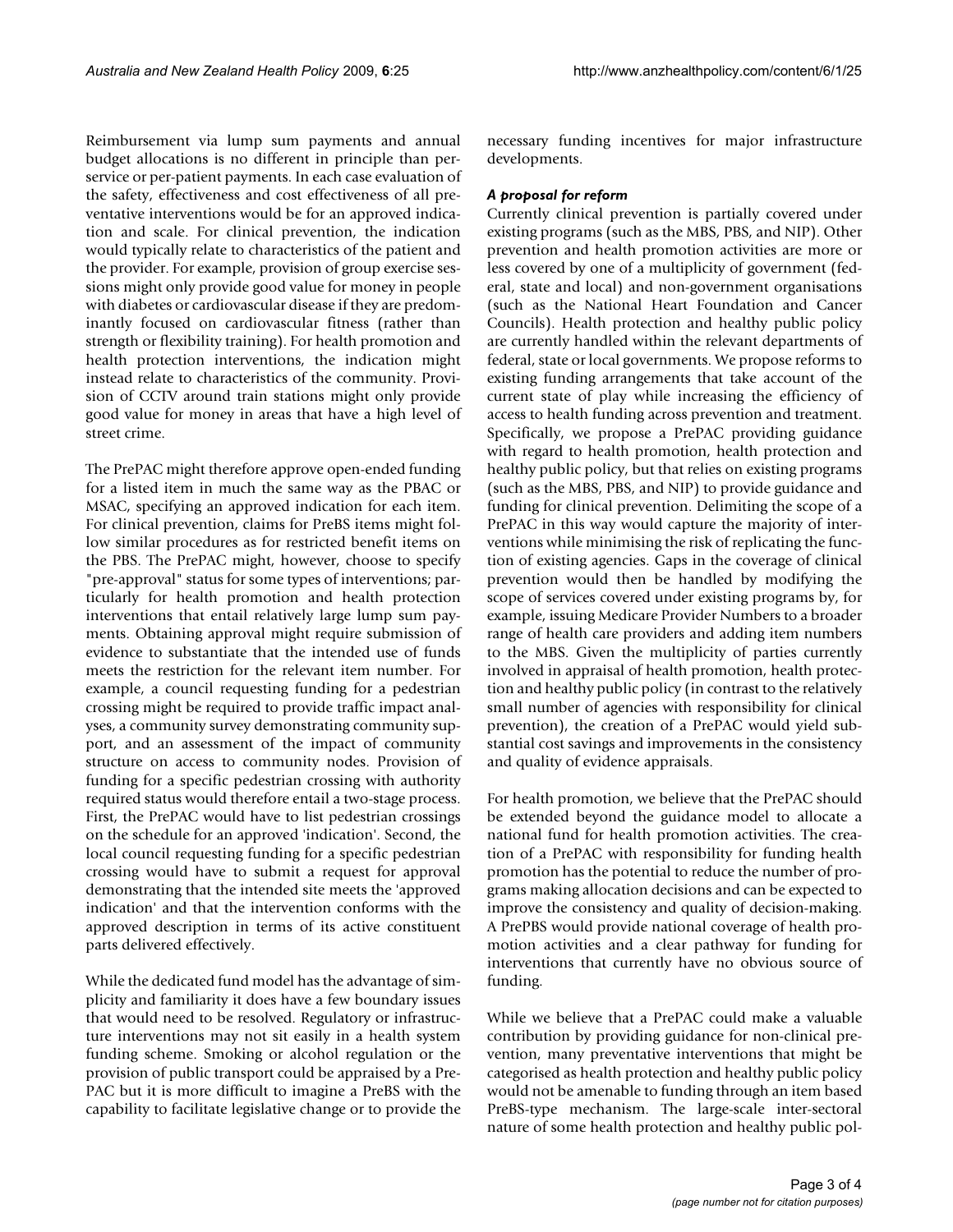Reimbursement via lump sum payments and annual budget allocations is no different in principle than per-service or per-patient payments. In each case evaluation of the safety, effectiveness and cost effectiveness of all preventative interventions would be for an approved indication and scale. For clinical prevention, the indication would typically relate to characteristics of the patient and the provider. For example, provision of group exercise sessions might only provide good value for money in people with diabetes or cardiovascular disease if they are predominantly focused on cardiovascular fitness (rather than strength or flexibility training). For health promotion and health protection interventions, the indication might instead relate to characteristics of the community. Provision of CCTV around train stations might only provide good value for money in areas that have a high level of street crime.

The PrePAC might therefore approve open-ended funding for a listed item in much the same way as the PBAC or MSAC, specifying an approved indication for each item. For clinical prevention, claims for PreBS items might follow similar procedures as for restricted benefit items on the PBS. The PrePAC might, however, choose to specify "pre-approval" status for some types of interventions; particularly for health promotion and health protection interventions that entail relatively large lump sum payments. Obtaining approval might require submission of evidence to substantiate that the intended use of funds meets the restriction for the relevant item number. For example, a council requesting funding for a pedestrian crossing might be required to provide traffic impact analyses, a community survey demonstrating community support, and an assessment of the impact of community structure on access to community nodes. Provision of funding for a specific pedestrian crossing with authority required status would therefore entail a two-stage process. First, the PrePAC would have to list pedestrian crossings on the schedule for an approved 'indication'. Second, the local council requesting funding for a specific pedestrian crossing would have to submit a request for approval demonstrating that the intended site meets the 'approved indication' and that the intervention conforms with the approved description in terms of its active constituent parts delivered effectively.

While the dedicated fund model has the advantage of simplicity and familiarity it does have a few boundary issues that would need to be resolved. Regulatory or infrastructure interventions may not sit easily in a health system funding scheme. Smoking or alcohol regulation or the provision of public transport could be appraised by a PrePAC but it is more difficult to imagine a PreBS with the capability to facilitate legislative change or to provide the necessary funding incentives for major infrastructure developments.

### *A proposal for reform*

Currently clinical prevention is partially covered under existing programs (such as the MBS, PBS, and NIP). Other prevention and health promotion activities are more or less covered by one of a multiplicity of government (federal, state and local) and non-government organisations (such as the National Heart Foundation and Cancer Councils). Health protection and healthy public policy are currently handled within the relevant departments of federal, state or local governments. We propose reforms to existing funding arrangements that take account of the current state of play while increasing the efficiency of access to health funding across prevention and treatment. Specifically, we propose a PrePAC providing guidance with regard to health promotion, health protection and healthy public policy, but that relies on existing programs (such as the MBS, PBS, and NIP) to provide guidance and funding for clinical prevention. Delimiting the scope of a PrePAC in this way would capture the majority of interventions while minimising the risk of replicating the function of existing agencies. Gaps in the coverage of clinical prevention would then be handled by modifying the scope of services covered under existing programs by, for example, issuing Medicare Provider Numbers to a broader range of health care providers and adding item numbers to the MBS. Given the multiplicity of parties currently involved in appraisal of health promotion, health protection and healthy public policy (in contrast to the relatively small number of agencies with responsibility for clinical prevention), the creation of a PrePAC would yield substantial cost savings and improvements in the consistency and quality of evidence appraisals.

For health promotion, we believe that the PrePAC should be extended beyond the guidance model to allocate a national fund for health promotion activities. The creation of a PrePAC with responsibility for funding health promotion has the potential to reduce the number of programs making allocation decisions and can be expected to improve the consistency and quality of decision-making. A PrePBS would provide national coverage of health promotion activities and a clear pathway for funding for interventions that currently have no obvious source of funding.

While we believe that a PrePAC could make a valuable contribution by providing guidance for non-clinical prevention, many preventative interventions that might be categorised as health protection and healthy public policy would not be amenable to funding through an item based PreBS-type mechanism. The large-scale inter-sectoral nature of some health protection and healthy public pol-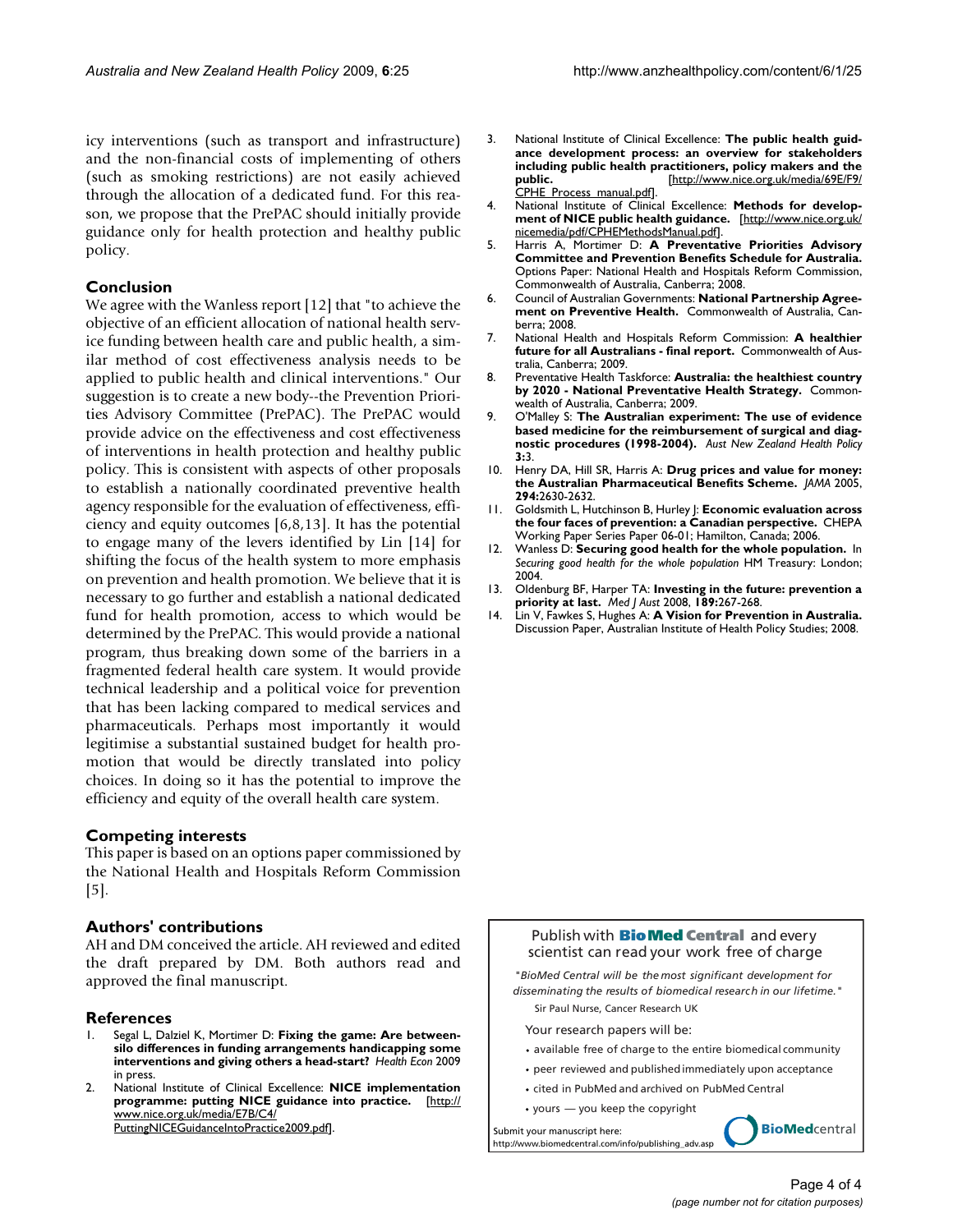icy interventions (such as transport and infrastructure) and the non-financial costs of implementing of others (such as smoking restrictions) are not easily achieved through the allocation of a dedicated fund. For this reason, we propose that the PrePAC should initially provide guidance only for health protection and healthy public policy.

## Conclusion

We agree with the Wanless report [12] that "to achieve the objective of an efficient allocation of national health service funding between health care and public health, a similar method of cost effectiveness analysis needs to be applied to public health and clinical interventions." Our suggestion is to create a new body--the Prevention Priorities Advisory Committee (PrePAC). The PrePAC would provide advice on the effectiveness and cost effectiveness of interventions in health protection and healthy public policy. This is consistent with aspects of other proposals to establish a nationally coordinated preventive health agency responsible for the evaluation of effectiveness, efficiency and equity outcomes [6,8,13]. It has the potential to engage many of the levers identified by Lin [14] for shifting the focus of the health system to more emphasis on prevention and health promotion. We believe that it is necessary to go further and establish a national dedicated fund for health promotion, access to which would be determined by the PrePAC. This would provide a national program, thus breaking down some of the barriers in a fragmented federal health care system. It would provide technical leadership and a political voice for prevention that has been lacking compared to medical services and pharmaceuticals. Perhaps most importantly it would legitimise a substantial sustained budget for health promotion that would be directly translated into policy choices. In doing so it has the potential to improve the efficiency and equity of the overall health care system.

## Competing interests

This paper is based on an options paper commissioned by the National Health and Hospitals Reform Commission [5].

## Authors' contributions

AH and DM conceived the article. AH reviewed and edited the draft prepared by DM. Both authors read and approved the final manuscript.

## References

1. Segal L, Dalziel K, Mortimer D: **Fixing the game: Are between-silo differences in funding arrangements handicapping some interventions and giving others a head-start?** *Health Econ* 2009 in press.
2. National Institute of Clinical Excellence: **NICE implementation programme: putting NICE guidance into practice.** [http://www.nice.org.uk/media/E7B/C4/PuttingNICEGuidanceIntoPractice2009.pdf].
3. National Institute of Clinical Excellence: **The public health guidance development process: an overview for stakeholders including public health practitioners, policy makers and the public.** [http://www.nice.org.uk/media/69E/F9/CPHE_Process_manual.pdf].
4. National Institute of Clinical Excellence: **Methods for development of NICE public health guidance.** [http://www.nice.org.uk/nicemedia/pdf/CPHEMethodsManual.pdf].
5. Harris A, Mortimer D: **A Preventative Priorities Advisory Committee and Prevention Benefits Schedule for Australia.** Options Paper: National Health and Hospitals Reform Commission, Commonwealth of Australia, Canberra; 2008.
6. Council of Australian Governments: **National Partnership Agreement on Preventive Health.** Commonwealth of Australia, Canberra; 2008.
7. National Health and Hospitals Reform Commission: **A healthier future for all Australians - final report.** Commonwealth of Australia, Canberra; 2009.
8. Preventative Health Taskforce: **Australia: the healthiest country by 2020 - National Preventative Health Strategy.** Commonwealth of Australia, Canberra; 2009.
9. O'Malley S: **The Australian experiment: The use of evidence based medicine for the reimbursement of surgical and diagnostic procedures (1998-2004).** *Aust New Zealand Health Policy* **3:**3.
10. Henry DA, Hill SR, Harris A: **Drug prices and value for money: the Australian Pharmaceutical Benefits Scheme.** *JAMA* 2005, **294:**2630-2632.
11. Goldsmith L, Hutchinson B, Hurley J: **Economic evaluation across the four faces of prevention: a Canadian perspective.** CHEPA Working Paper Series Paper 06-01; Hamilton, Canada; 2006.
12. Wanless D: **Securing good health for the whole population.** In *Securing good health for the whole population* HM Treasury: London; 2004.
13. Oldenburg BF, Harper TA: **Investing in the future: prevention a priority at last.** *Med J Aust* 2008, **189:**267-268.
14. Lin V, Fawkes S, Hughes A: **A Vision for Prevention in Australia.** Discussion Paper, Australian Institute of Health Policy Studies; 2008.

Publish with **BioMed Central** and every scientist can read your work free of charge

*"BioMed Central will be the most significant development for disseminating the results of biomedical research in our lifetime."*

Sir Paul Nurse, Cancer Research UK

Your research papers will be:

- available free of charge to the entire biomedical community
- peer reviewed and published immediately upon acceptance
- cited in PubMed and archived on PubMed Central
- yours — you keep the copyright

Submit your manuscript here:
http://www.biomedcentral.com/info/publishing_adv.asp

**BioMed**central